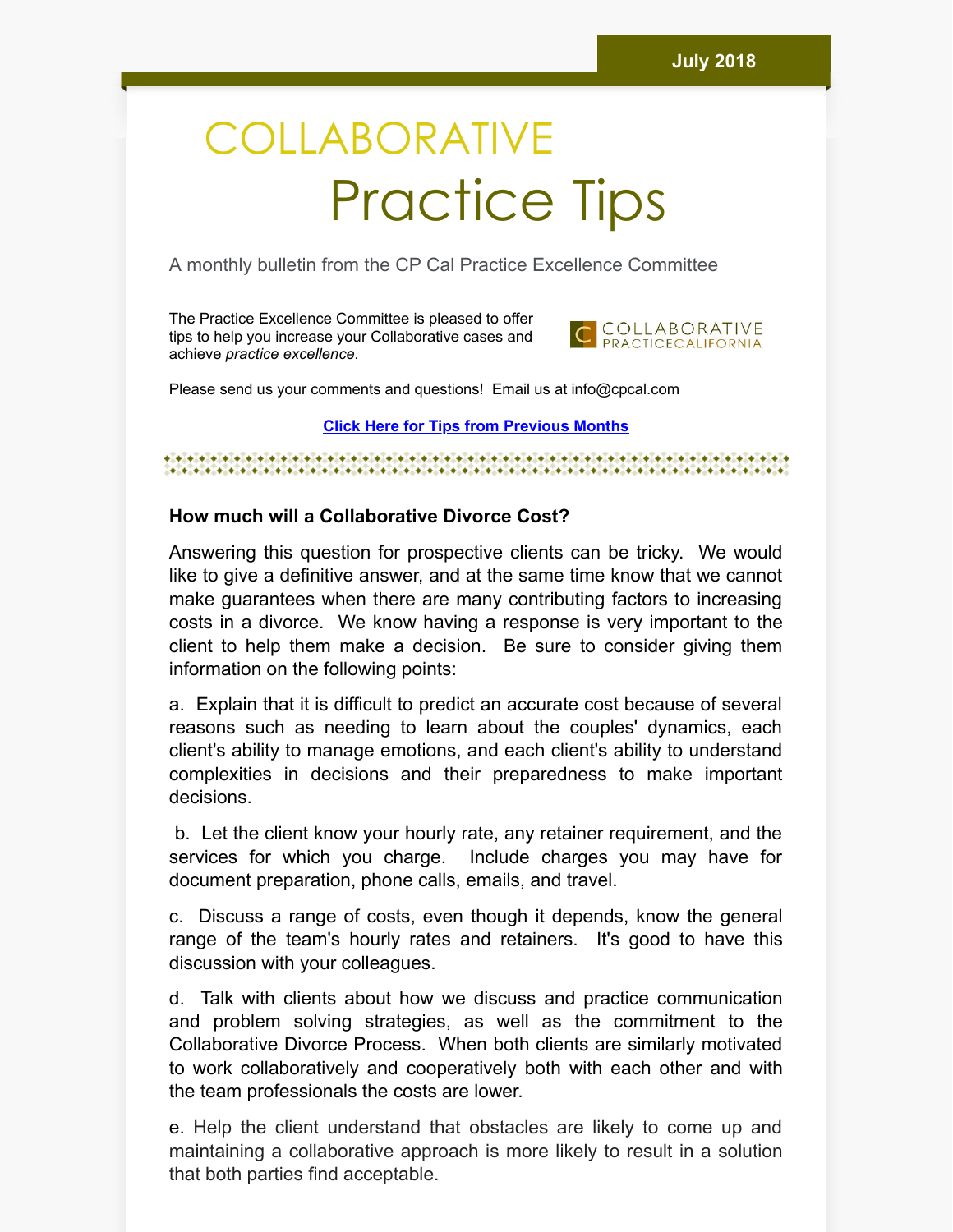July 2018

# COLLABORATIVE
# Practice Tips

A monthly bulletin from the CP Cal Practice Excellence Committee

The Practice Excellence Committee is pleased to offer tips to help you increase your Collaborative cases and achieve *practice excellence*.

COLLABORATIVE PRACTICECALIFORNIA

Please send us your comments and questions! Email us at info@cpcal.com

**Click Here for Tips from Previous Months**

---

**How much will a Collaborative Divorce Cost?**

Answering this question for prospective clients can be tricky. We would like to give a definitive answer, and at the same time know that we cannot make guarantees when there are many contributing factors to increasing costs in a divorce. We know having a response is very important to the client to help them make a decision. Be sure to consider giving them information on the following points:

a. Explain that it is difficult to predict an accurate cost because of several reasons such as needing to learn about the couples' dynamics, each client's ability to manage emotions, and each client's ability to understand complexities in decisions and their preparedness to make important decisions.

b. Let the client know your hourly rate, any retainer requirement, and the services for which you charge. Include charges you may have for document preparation, phone calls, emails, and travel.

c. Discuss a range of costs, even though it depends, know the general range of the team's hourly rates and retainers. It's good to have this discussion with your colleagues.

d. Talk with clients about how we discuss and practice communication and problem solving strategies, as well as the commitment to the Collaborative Divorce Process. When both clients are similarly motivated to work collaboratively and cooperatively both with each other and with the team professionals the costs are lower.

e. Help the client understand that obstacles are likely to come up and maintaining a collaborative approach is more likely to result in a solution that both parties find acceptable.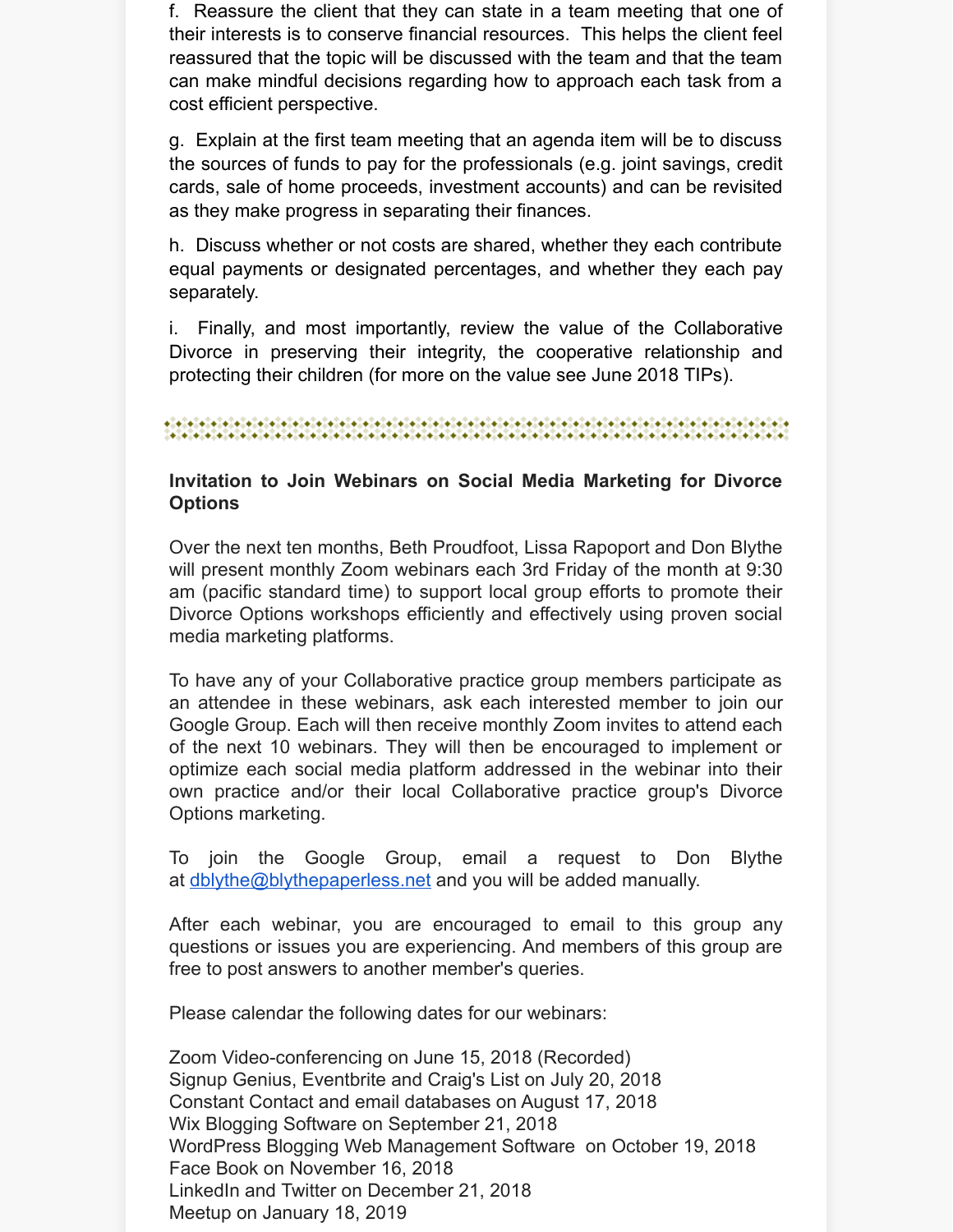f. Reassure the client that they can state in a team meeting that one of their interests is to conserve financial resources. This helps the client feel reassured that the topic will be discussed with the team and that the team can make mindful decisions regarding how to approach each task from a cost efficient perspective.

g. Explain at the first team meeting that an agenda item will be to discuss the sources of funds to pay for the professionals (e.g. joint savings, credit cards, sale of home proceeds, investment accounts) and can be revisited as they make progress in separating their finances.

h. Discuss whether or not costs are shared, whether they each contribute equal payments or designated percentages, and whether they each pay separately.

i. Finally, and most importantly, review the value of the Collaborative Divorce in preserving their integrity, the cooperative relationship and protecting their children (for more on the value see June 2018 TIPs).

**Invitation to Join Webinars on Social Media Marketing for Divorce Options**

Over the next ten months, Beth Proudfoot, Lissa Rapoport and Don Blythe will present monthly Zoom webinars each 3rd Friday of the month at 9:30 am (pacific standard time) to support local group efforts to promote their Divorce Options workshops efficiently and effectively using proven social media marketing platforms.

To have any of your Collaborative practice group members participate as an attendee in these webinars, ask each interested member to join our Google Group. Each will then receive monthly Zoom invites to attend each of the next 10 webinars. They will then be encouraged to implement or optimize each social media platform addressed in the webinar into their own practice and/or their local Collaborative practice group's Divorce Options marketing.

To join the Google Group, email a request to Don Blythe at dblythe@blythepaperless.net and you will be added manually.

After each webinar, you are encouraged to email to this group any questions or issues you are experiencing. And members of this group are free to post answers to another member's queries.

Please calendar the following dates for our webinars:

Zoom Video-conferencing on June 15, 2018 (Recorded)
Signup Genius, Eventbrite and Craig's List on July 20, 2018
Constant Contact and email databases on August 17, 2018
Wix Blogging Software on September 21, 2018
WordPress Blogging Web Management Software on October 19, 2018
Face Book on November 16, 2018
LinkedIn and Twitter on December 21, 2018
Meetup on January 18, 2019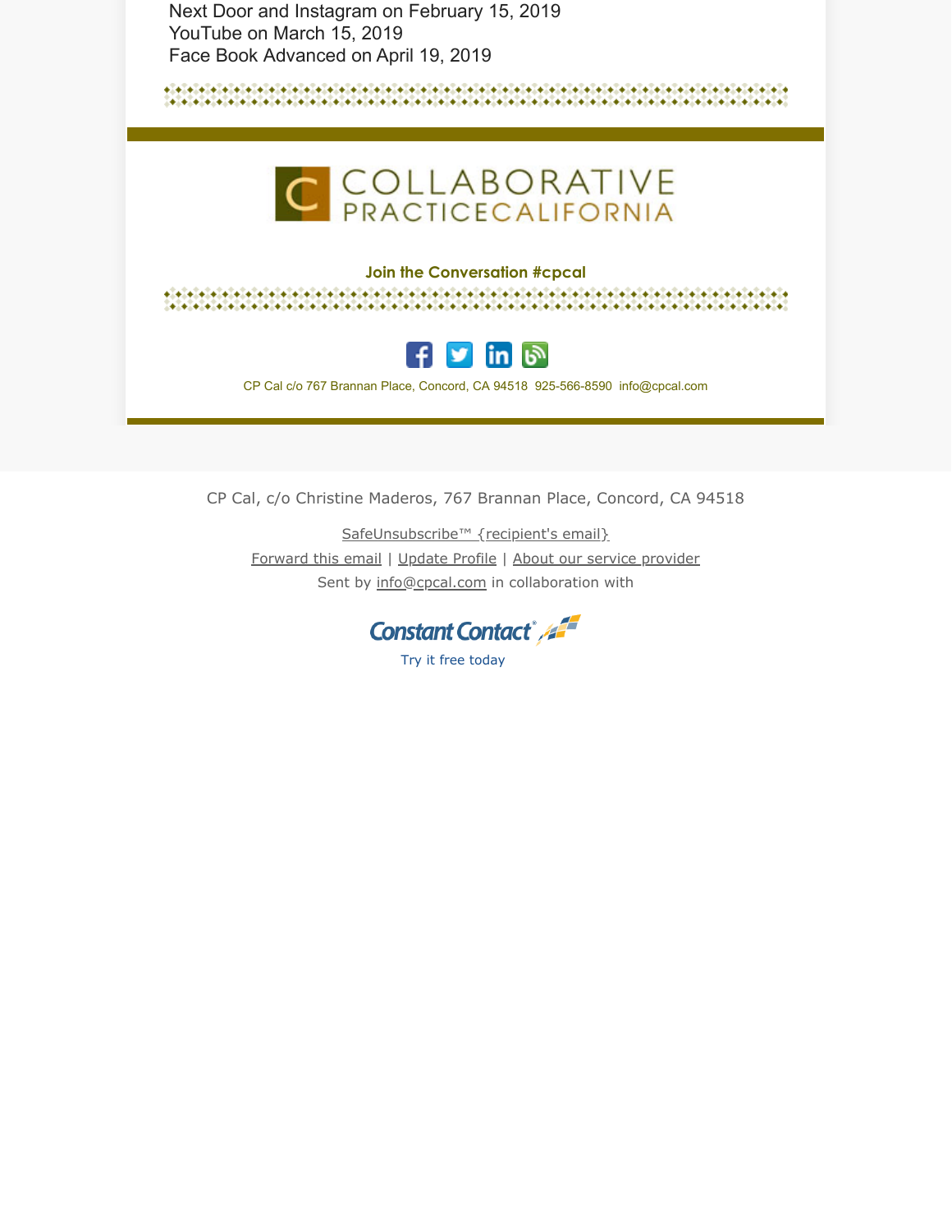Next Door and Instagram on February 15, 2019
YouTube on March 15, 2019
Face Book Advanced on April 19, 2019

COLLABORATIVE PRACTICE CALIFORNIA

**Join the Conversation #cpcal**

CP Cal c/o 767 Brannan Place, Concord, CA 94518 925-566-8590 info@cpcal.com

CP Cal, c/o Christine Maderos, 767 Brannan Place, Concord, CA 94518

SafeUnsubscribe™ {recipient's email}

Forward this email | Update Profile | About our service provider

Sent by info@cpcal.com in collaboration with

Constant Contact

Try it free today